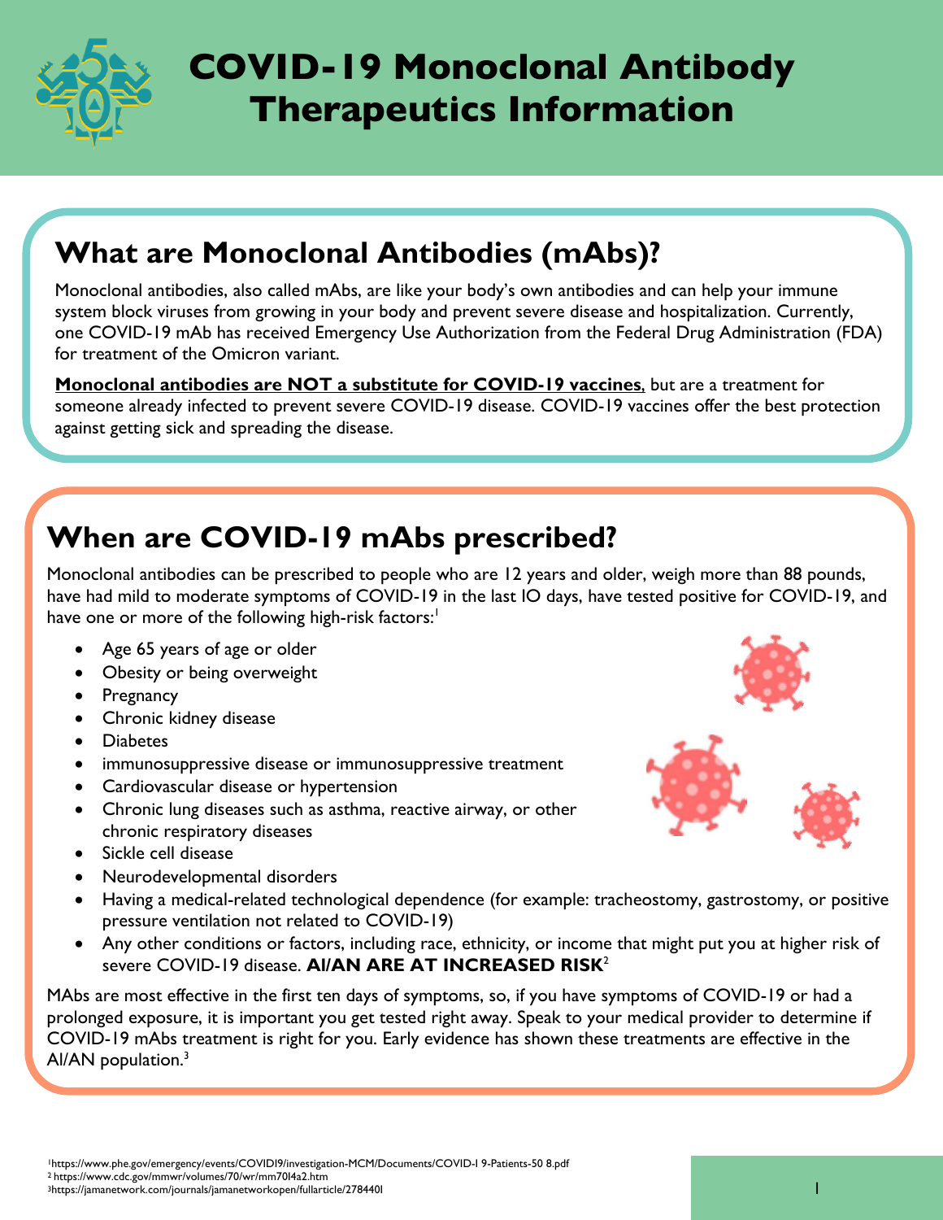# COVID-19 Monoclonal Antibody Therapeutics Information

## What are Monoclonal Antibodies (mAbs)?

Monoclonal antibodies, also called mAbs, are like your body's own antibodies and can help your immune system block viruses from growing in your body and prevent severe disease and hospitalization. Currently, one COVID-19 mAb has received Emergency Use Authorization from the Federal Drug Administration (FDA) for treatment of the Omicron variant.

**Monoclonal antibodies are NOT a substitute for COVID-19 vaccines**, but are a treatment for someone already infected to prevent severe COVID-19 disease. COVID-19 vaccines offer the best protection against getting sick and spreading the disease.

## When are COVID-19 mAbs prescribed?

Monoclonal antibodies can be prescribed to people who are 12 years and older, weigh more than 88 pounds, have had mild to moderate symptoms of COVID-19 in the last 10 days, have tested positive for COVID-19, and have one or more of the following high-risk factors:[1]

- Age 65 years of age or older
- Obesity or being overweight
- Pregnancy
- Chronic kidney disease
- Diabetes
- immunosuppressive disease or immunosuppressive treatment
- Cardiovascular disease or hypertension
- Chronic lung diseases such as asthma, reactive airway, or other chronic respiratory diseases
- Sickle cell disease
- Neurodevelopmental disorders
- Having a medical-related technological dependence (for example: tracheostomy, gastrostomy, or positive pressure ventilation not related to COVID-19)
- Any other conditions or factors, including race, ethnicity, or income that might put you at higher risk of severe COVID-19 disease. **AI/AN ARE AT INCREASED RISK**[2]

MAbs are most effective in the first ten days of symptoms, so, if you have symptoms of COVID-19 or had a prolonged exposure, it is important you get tested right away. Speak to your medical provider to determine if COVID-19 mAbs treatment is right for you. Early evidence has shown these treatments are effective in the AI/AN population.[3]

[1] https://www.phe.gov/emergency/events/COVID19/investigation-MCM/Documents/COVID-19-Patients-508.pdf
[2] https://www.cdc.gov/mmwr/volumes/70/wr/mm7014a2.htm
[3] https://jamanetwork.com/journals/jamanetworkopen/fullarticle/2784401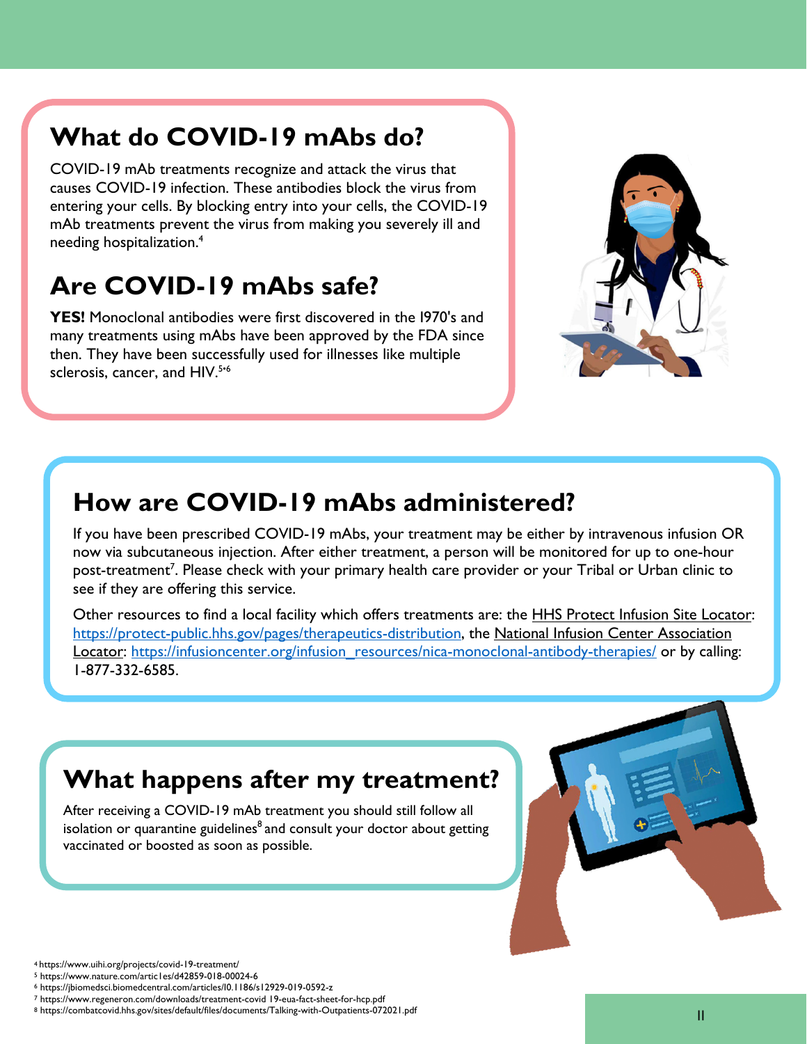## What do COVID-19 mAbs do?

COVID-19 mAb treatments recognize and attack the virus that causes COVID-19 infection. These antibodies block the virus from entering your cells. By blocking entry into your cells, the COVID-19 mAb treatments prevent the virus from making you severely ill and needing hospitalization.[4]

## Are COVID-19 mAbs safe?

**YES!** Monoclonal antibodies were first discovered in the 1970's and many treatments using mAbs have been approved by the FDA since then. They have been successfully used for illnesses like multiple sclerosis, cancer, and HIV.[5,6]

## How are COVID-19 mAbs administered?

If you have been prescribed COVID-19 mAbs, your treatment may be either by intravenous infusion OR now via subcutaneous injection. After either treatment, a person will be monitored for up to one-hour post-treatment[7]. Please check with your primary health care provider or your Tribal or Urban clinic to see if they are offering this service.

Other resources to find a local facility which offers treatments are: the HHS Protect Infusion Site Locator: https://protect-public.hhs.gov/pages/therapeutics-distribution, the National Infusion Center Association Locator: https://infusioncenter.org/infusion_resources/nica-monoclonal-antibody-therapies/ or by calling: 1-877-332-6585.

## What happens after my treatment?

After receiving a COVID-19 mAb treatment you should still follow all isolation or quarantine guidelines[8] and consult your doctor about getting vaccinated or boosted as soon as possible.

[4] https://www.uihi.org/projects/covid-19-treatment/
[5] https://www.nature.com/articles/d42859-018-00024-6
[6] https://jbiomedsci.biomedcentral.com/articles/10.1186/s12929-019-0592-z
[7] https://www.regeneron.com/downloads/treatment-covid 19-eua-fact-sheet-for-hcp.pdf
[8] https://combatcovid.hhs.gov/sites/default/files/documents/Talking-with-Outpatients-072021.pdf